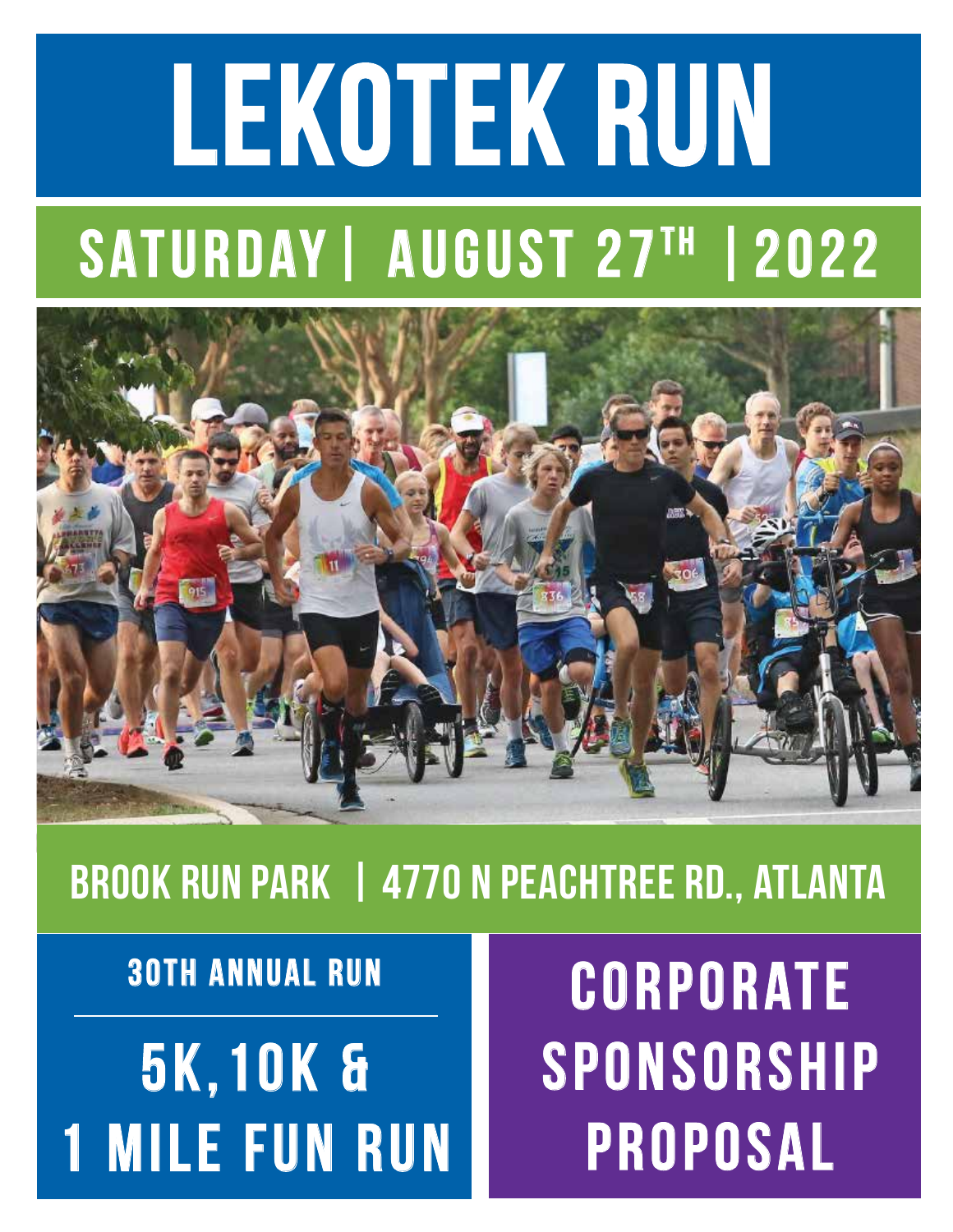# LEKOTEK RUN

## SATURDAY | AUGUST 27TH | 2022

BROOK RUN PARK | 4770 N PEACHTREE RD., ATLANTA

30TH ANNUAL RUN

## 5K, 10K & 1 MILE FUN RUN

## CORPORATE SPONSORSHIP PROPOSAL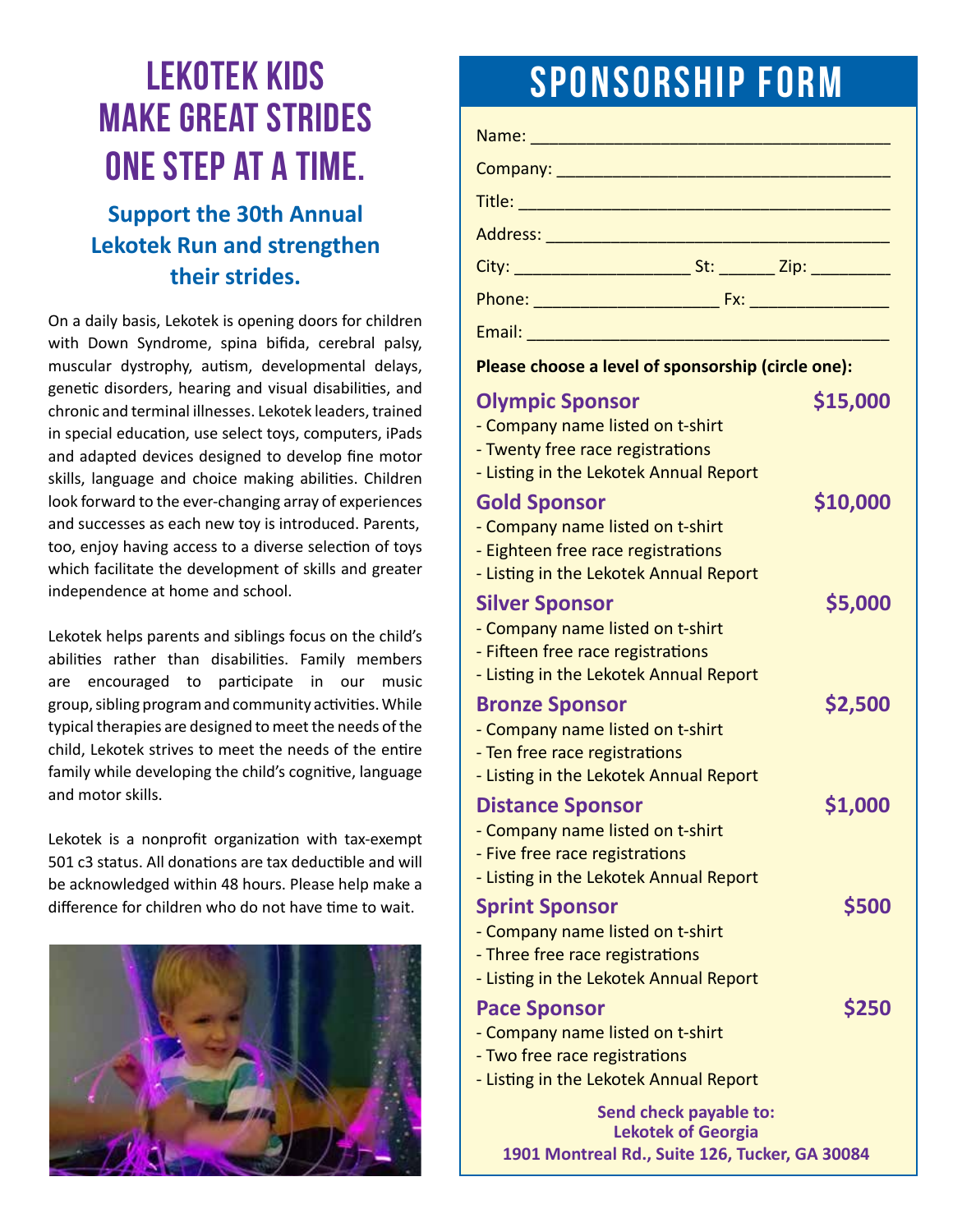# LEKOTEK KIDS MAKE GREAT STRIDES ONE STEP AT A TIME.

### Support the 30th Annual Lekotek Run and strengthen their strides.

On a daily basis, Lekotek is opening doors for children with Down Syndrome, spina bifida, cerebral palsy, muscular dystrophy, autism, developmental delays, genetic disorders, hearing and visual disabilities, and chronic and terminal illnesses. Lekotek leaders, trained in special education, use select toys, computers, iPads and adapted devices designed to develop fine motor skills, language and choice making abilities. Children look forward to the ever-changing array of experiences and successes as each new toy is introduced. Parents, too, enjoy having access to a diverse selection of toys which facilitate the development of skills and greater independence at home and school.

Lekotek helps parents and siblings focus on the child's abilities rather than disabilities. Family members are encouraged to participate in our music group, sibling program and community activities. While typical therapies are designed to meet the needs of the child, Lekotek strives to meet the needs of the entire family while developing the child's cognitive, language and motor skills.

Lekotek is a nonprofit organization with tax-exempt 501 c3 status. All donations are tax deductible and will be acknowledged within 48 hours. Please help make a difference for children who do not have time to wait.

# SPONSORSHIP FORM

Name: ______________________________________

Company: ___________________________________

Title: _______________________________________

Address: ____________________________________

City: ___________________ St: ______ Zip: ________

Phone: ___________________ Fx: ______________

Email: ______________________________________

**Please choose a level of sponsorship (circle one):**

**Olympic Sponsor** **$15,000**
- Company name listed on t-shirt
- Twenty free race registrations
- Listing in the Lekotek Annual Report

**Gold Sponsor** **$10,000**
- Company name listed on t-shirt
- Eighteen free race registrations
- Listing in the Lekotek Annual Report

**Silver Sponsor** **$5,000**
- Company name listed on t-shirt
- Fifteen free race registrations
- Listing in the Lekotek Annual Report

**Bronze Sponsor** **$2,500**
- Company name listed on t-shirt
- Ten free race registrations
- Listing in the Lekotek Annual Report

**Distance Sponsor** **$1,000**
- Company name listed on t-shirt
- Five free race registrations
- Listing in the Lekotek Annual Report

**Sprint Sponsor** **$500**
- Company name listed on t-shirt
- Three free race registrations
- Listing in the Lekotek Annual Report

**Pace Sponsor** **$250**
- Company name listed on t-shirt
- Two free race registrations
- Listing in the Lekotek Annual Report

**Send check payable to:**
**Lekotek of Georgia**
**1901 Montreal Rd., Suite 126, Tucker, GA 30084**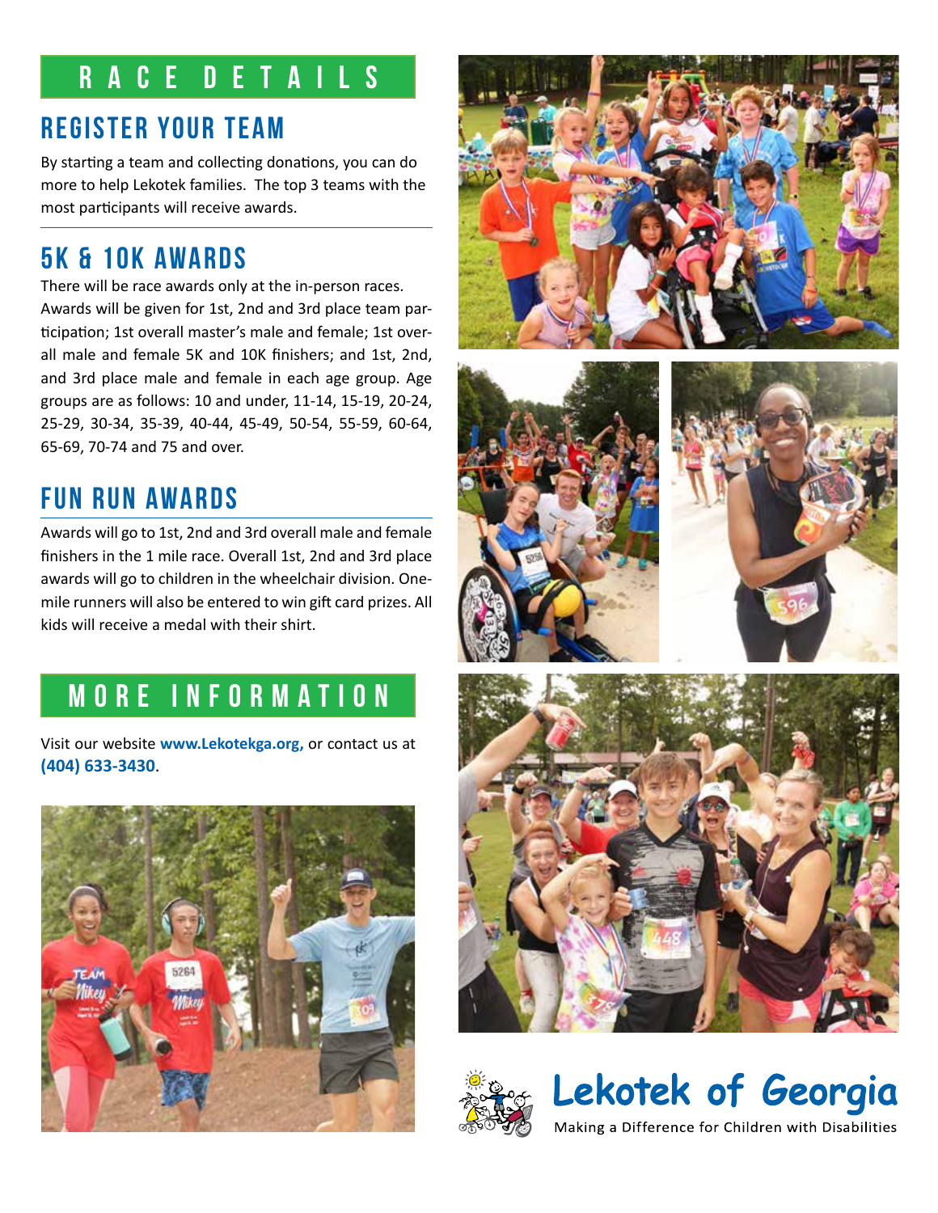# RACE DETAILS

## REGISTER YOUR TEAM

By starting a team and collecting donations, you can do more to help Lekotek families. The top 3 teams with the most participants will receive awards.

## 5K & 10K AWARDS

There will be race awards only at the in-person races. Awards will be given for 1st, 2nd and 3rd place team participation; 1st overall master's male and female; 1st overall male and female 5K and 10K finishers; and 1st, 2nd, and 3rd place male and female in each age group. Age groups are as follows: 10 and under, 11-14, 15-19, 20-24, 25-29, 30-34, 35-39, 40-44, 45-49, 50-54, 55-59, 60-64, 65-69, 70-74 and 75 and over.

## FUN RUN AWARDS

Awards will go to 1st, 2nd and 3rd overall male and female finishers in the 1 mile race. Overall 1st, 2nd and 3rd place awards will go to children in the wheelchair division. One-mile runners will also be entered to win gift card prizes. All kids will receive a medal with their shirt.

# MORE INFORMATION

Visit our website **www.Lekotekga.org,** or contact us at **(404) 633-3430**.

**Lekotek of Georgia**

Making a Difference for Children with Disabilities